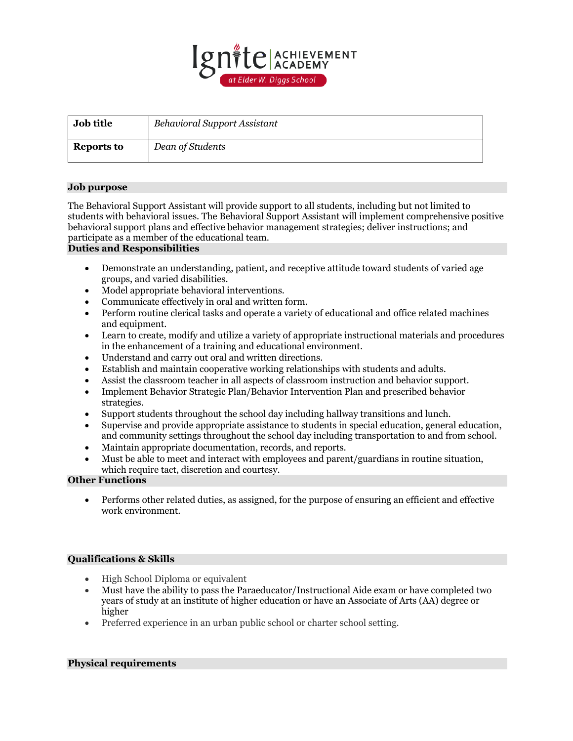Ignite | ACHIEVEMENT ACADEMY at Elder W. Diggs School

| **Job title** | *Behavioral Support Assistant* |
| --- | --- |
| **Reports to** | *Dean of Students* |

## Job purpose

The Behavioral Support Assistant will provide support to all students, including but not limited to students with behavioral issues. The Behavioral Support Assistant will implement comprehensive positive behavioral support plans and effective behavior management strategies; deliver instructions; and participate as a member of the educational team.

## Duties and Responsibilities

- Demonstrate an understanding, patient, and receptive attitude toward students of varied age groups, and varied disabilities.
- Model appropriate behavioral interventions.
- Communicate effectively in oral and written form.
- Perform routine clerical tasks and operate a variety of educational and office related machines and equipment.
- Learn to create, modify and utilize a variety of appropriate instructional materials and procedures in the enhancement of a training and educational environment.
- Understand and carry out oral and written directions.
- Establish and maintain cooperative working relationships with students and adults.
- Assist the classroom teacher in all aspects of classroom instruction and behavior support.
- Implement Behavior Strategic Plan/Behavior Intervention Plan and prescribed behavior strategies.
- Support students throughout the school day including hallway transitions and lunch.
- Supervise and provide appropriate assistance to students in special education, general education, and community settings throughout the school day including transportation to and from school.
- Maintain appropriate documentation, records, and reports.
- Must be able to meet and interact with employees and parent/guardians in routine situation, which require tact, discretion and courtesy.

## Other Functions

- Performs other related duties, as assigned, for the purpose of ensuring an efficient and effective work environment.

## Qualifications & Skills

- High School Diploma or equivalent
- Must have the ability to pass the Paraeducator/Instructional Aide exam or have completed two years of study at an institute of higher education or have an Associate of Arts (AA) degree or higher
- Preferred experience in an urban public school or charter school setting.

## Physical requirements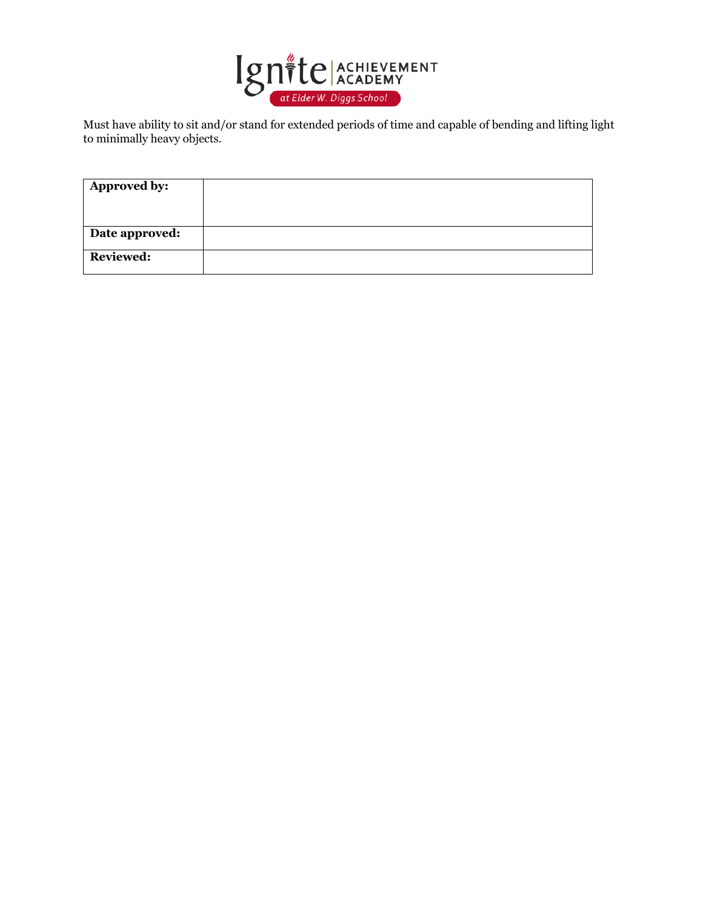Must have ability to sit and/or stand for extended periods of time and capable of bending and lifting light to minimally heavy objects.

| | |
|---|---|
| **Approved by:** | |
| **Date approved:** | |
| **Reviewed:** | |